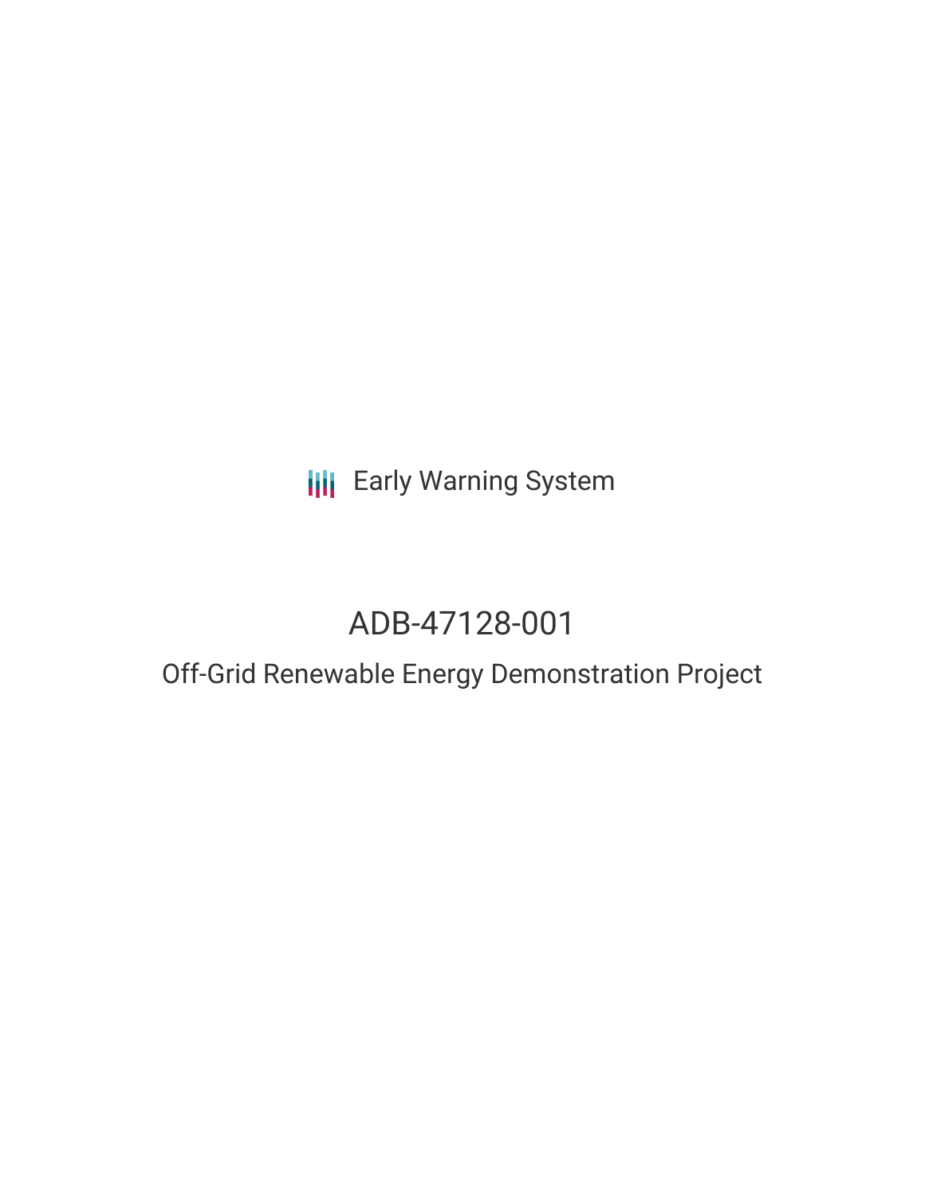Early Warning System

# ADB-47128-001

## Off-Grid Renewable Energy Demonstration Project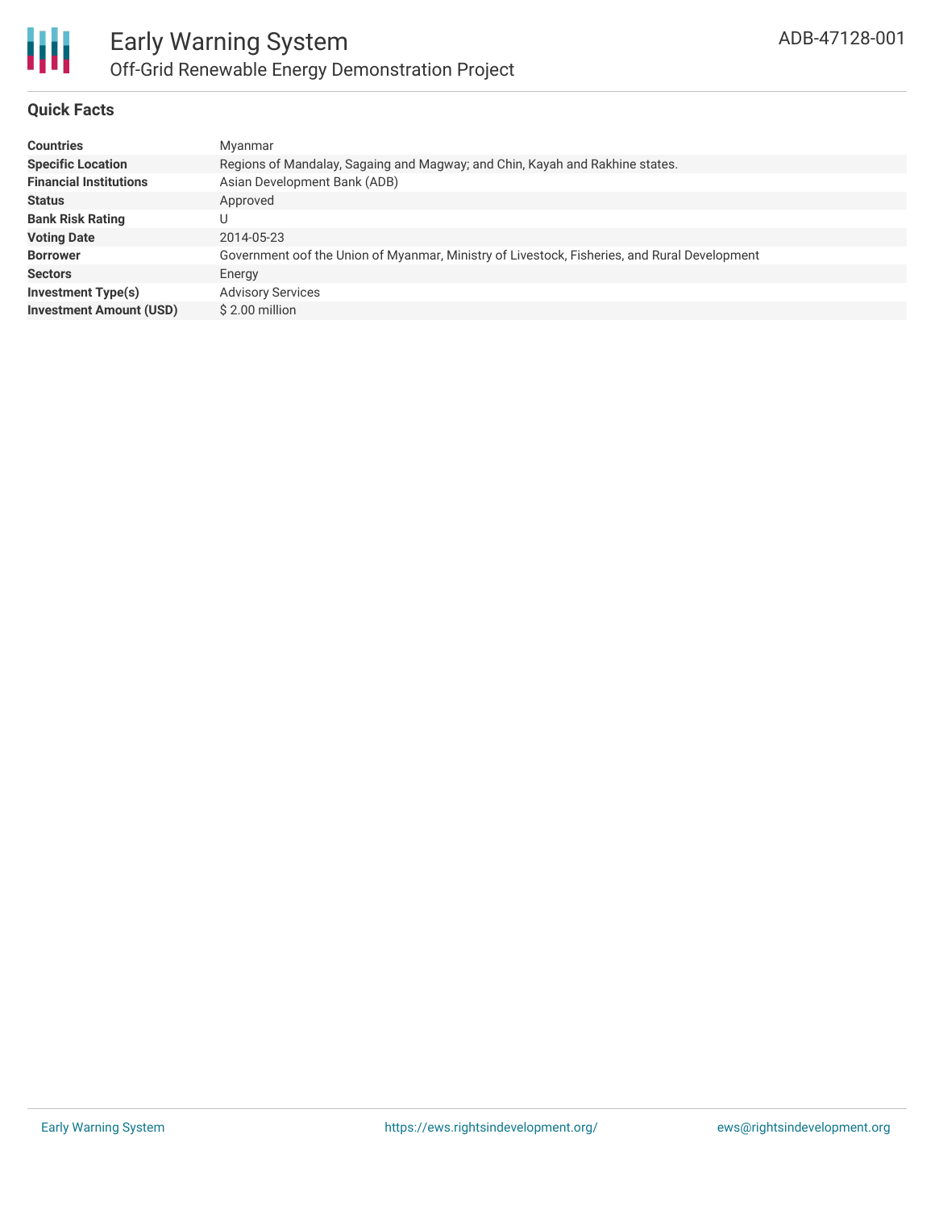# Early Warning System

## Off-Grid Renewable Energy Demonstration Project

ADB-47128-001

### Quick Facts

| | |
|---|---|
| **Countries** | Myanmar |
| **Specific Location** | Regions of Mandalay, Sagaing and Magway; and Chin, Kayah and Rakhine states. |
| **Financial Institutions** | Asian Development Bank (ADB) |
| **Status** | Approved |
| **Bank Risk Rating** | U |
| **Voting Date** | 2014-05-23 |
| **Borrower** | Government oof the Union of Myanmar, Ministry of Livestock, Fisheries, and Rural Development |
| **Sectors** | Energy |
| **Investment Type(s)** | Advisory Services |
| **Investment Amount (USD)** | $ 2.00 million |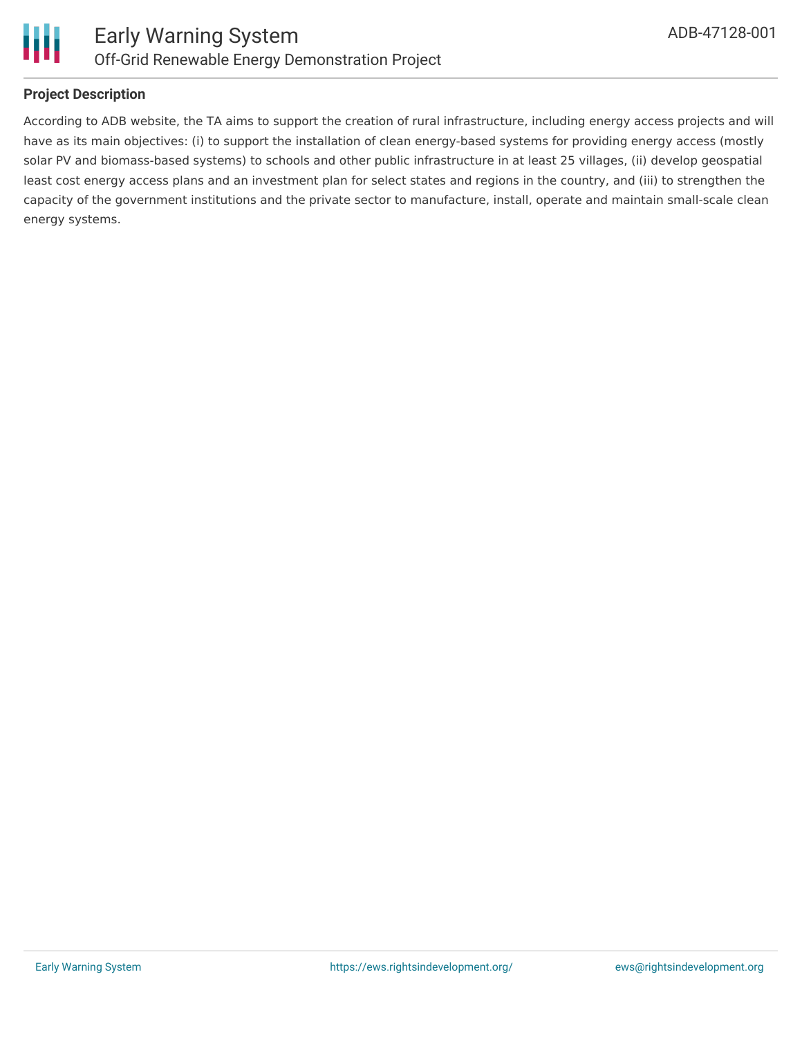**Project Description**

According to ADB website, the TA aims to support the creation of rural infrastructure, including energy access projects and will have as its main objectives: (i) to support the installation of clean energy-based systems for providing energy access (mostly solar PV and biomass-based systems) to schools and other public infrastructure in at least 25 villages, (ii) develop geospatial least cost energy access plans and an investment plan for select states and regions in the country, and (iii) to strengthen the capacity of the government institutions and the private sector to manufacture, install, operate and maintain small-scale clean energy systems.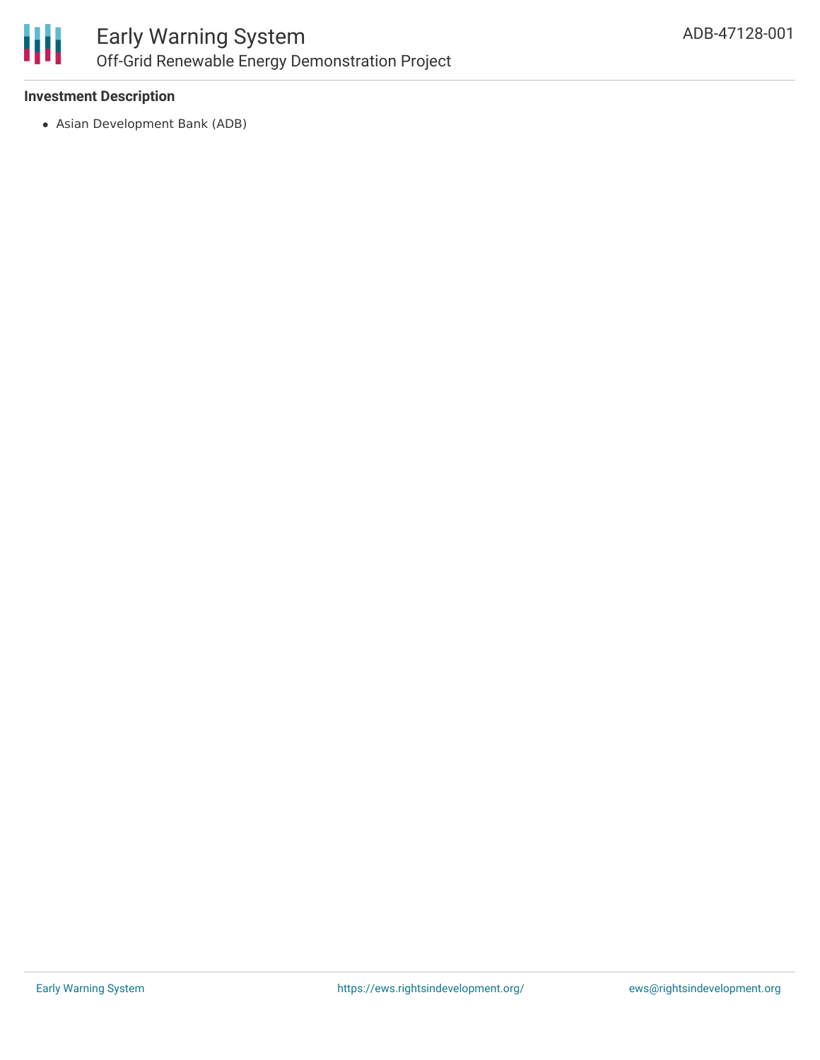**Investment Description**

- Asian Development Bank (ADB)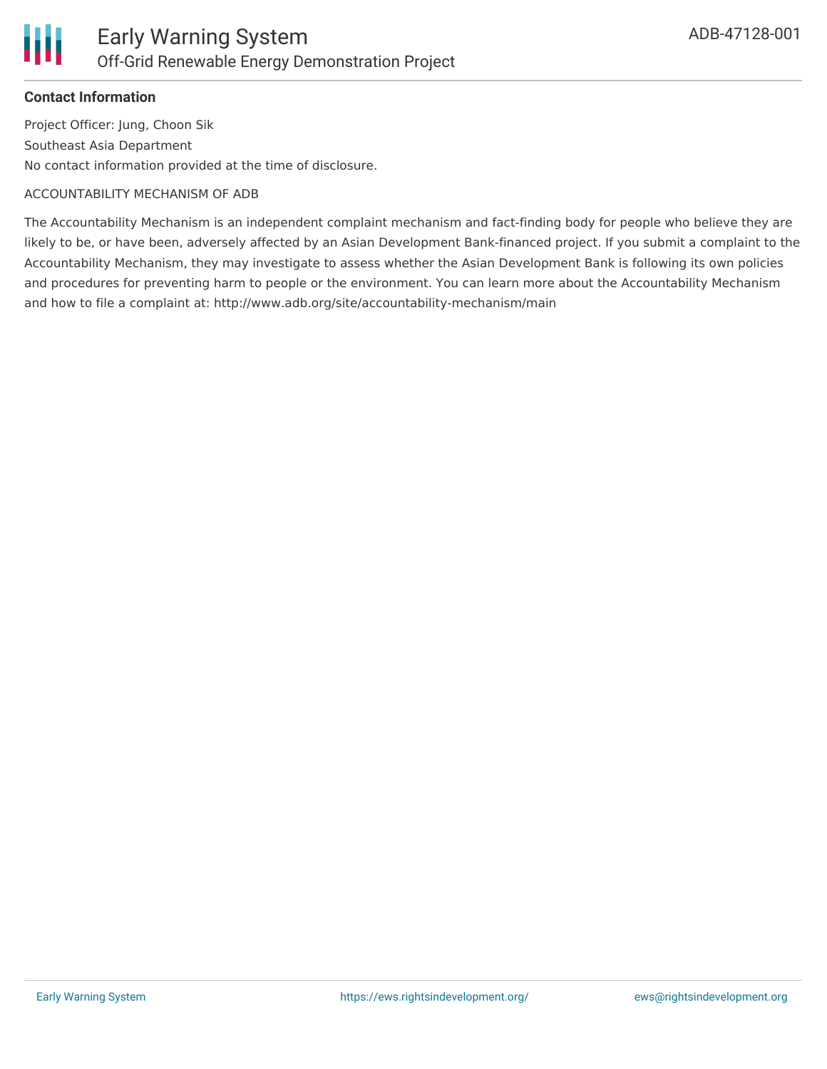**Contact Information**

Project Officer: Jung, Choon Sik

Southeast Asia Department

No contact information provided at the time of disclosure.

ACCOUNTABILITY MECHANISM OF ADB

The Accountability Mechanism is an independent complaint mechanism and fact-finding body for people who believe they are likely to be, or have been, adversely affected by an Asian Development Bank-financed project. If you submit a complaint to the Accountability Mechanism, they may investigate to assess whether the Asian Development Bank is following its own policies and procedures for preventing harm to people or the environment. You can learn more about the Accountability Mechanism and how to file a complaint at: http://www.adb.org/site/accountability-mechanism/main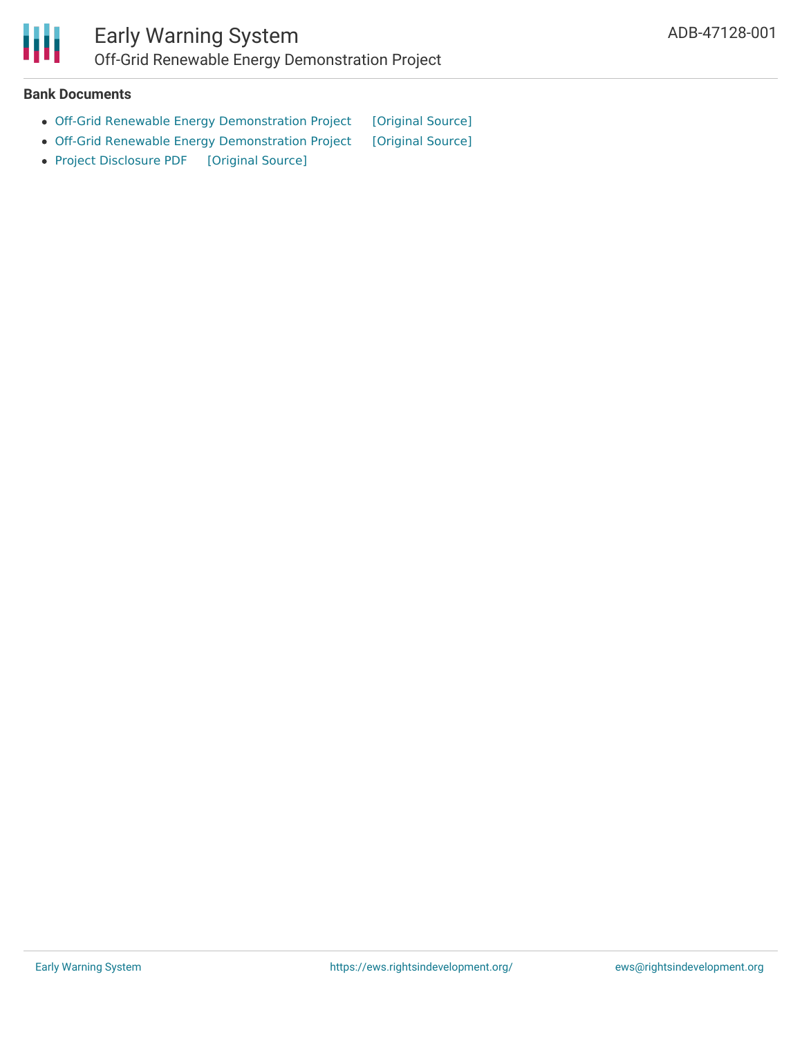**Bank Documents**

- Off-Grid Renewable Energy Demonstration Project [Original Source]
- Off-Grid Renewable Energy Demonstration Project [Original Source]
- Project Disclosure PDF [Original Source]